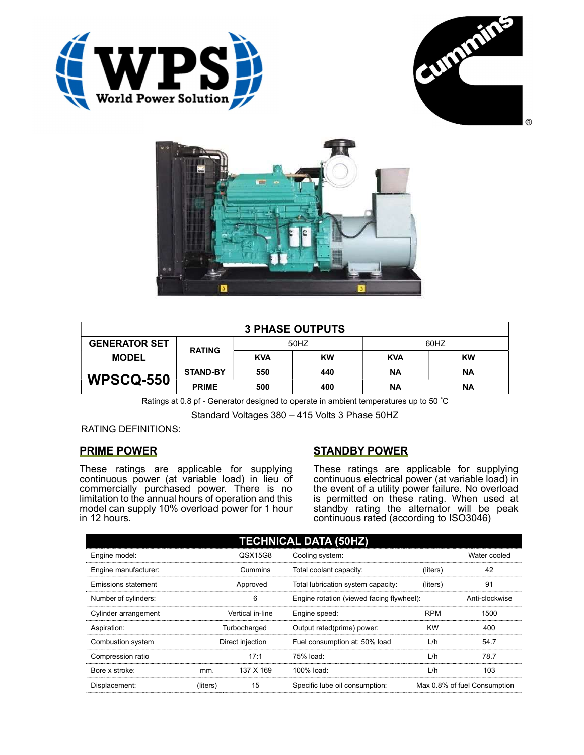| 3 PHASE OUTPUTS | | | | | |
|---|---|---|---|---|---|
| GENERATOR SET MODEL | RATING | 50HZ | | 60HZ | |
| | | KVA | KW | KVA | KW |
| WPSCQ-550 | STAND-BY | 550 | 440 | NA | NA |
| | PRIME | 500 | 400 | NA | NA |

Ratings at 0.8 pf - Generator designed to operate in ambient temperatures up to 50 ˚C

Standard Voltages 380 – 415 Volts 3 Phase 50HZ

RATING DEFINITIONS:

## PRIME POWER

These ratings are applicable for supplying continuous power (at variable load) in lieu of commercially purchased power. There is no limitation to the annual hours of operation and this model can supply 10% overload power for 1 hour in 12 hours.

## STANDBY POWER

These ratings are applicable for supplying continuous electrical power (at variable load) in the event of a utility power failure. No overload is permitted on these rating. When used at standby rating the alternator will be peak continuous rated (according to ISO3046)

## TECHNICAL DATA (50HZ)

| | | | | | |
|---|---|---|---|---|---|
| Engine model: | | QSX15G8 | Cooling system: | | Water cooled |
| Engine manufacturer: | | Cummins | Total coolant capacity: | (liters) | 42 |
| Emissions statement | | Approved | Total lubrication system capacity: | (liters) | 91 |
| Number of cylinders: | | 6 | Engine rotation (viewed facing flywheel): | | Anti-clockwise |
| Cylinder arrangement | | Vertical in-line | Engine speed: | RPM | 1500 |
| Aspiration: | | Turbocharged | Output rated(prime) power: | KW | 400 |
| Combustion system | | Direct injection | Fuel consumption at: 50% load | L/h | 54.7 |
| Compression ratio | | 17:1 | 75% load: | L/h | 78.7 |
| Bore x stroke: | mm. | 137 X 169 | 100% load: | L/h | 103 |
| Displacement: | (liters) | 15 | Specific lube oil consumption: | | Max 0.8% of fuel Consumption |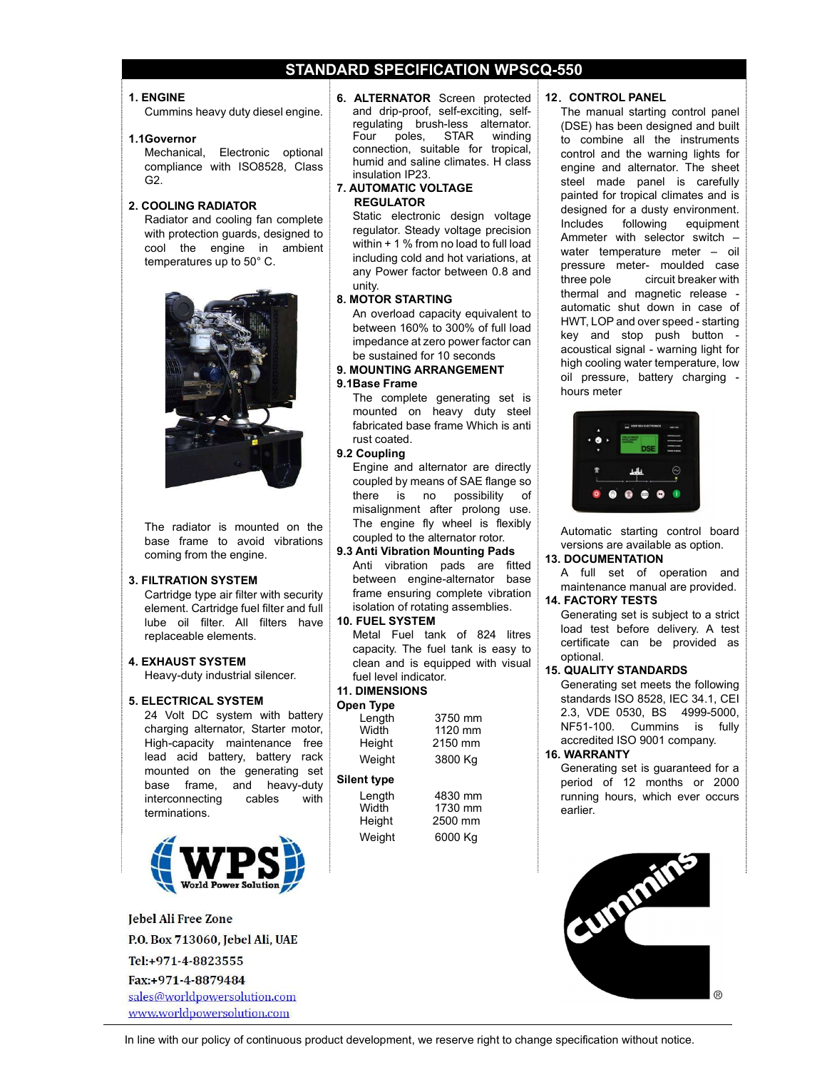# STANDARD SPECIFICATION WPSCQ-550

## 1. ENGINE

Cummins heavy duty diesel engine.

### 1.1Governor

Mechanical, Electronic optional compliance with ISO8528, Class G2.

## 2. COOLING RADIATOR

Radiator and cooling fan complete with protection guards, designed to cool the engine in ambient temperatures up to 50° C.

The radiator is mounted on the base frame to avoid vibrations coming from the engine.

## 3. FILTRATION SYSTEM

Cartridge type air filter with security element. Cartridge fuel filter and full lube oil filter. All filters have replaceable elements.

## 4. EXHAUST SYSTEM

Heavy-duty industrial silencer.

## 5. ELECTRICAL SYSTEM

24 Volt DC system with battery charging alternator, Starter motor, High-capacity maintenance free lead acid battery, battery rack mounted on the generating set base frame, and heavy-duty interconnecting cables with terminations.

Jebel Ali Free Zone
P.O. Box 713060, Jebel Ali, UAE
Tel:+971-4-8823555
Fax:+971-4-8879484
sales@worldpowersolution.com
www.worldpowersolution.com

## 6. ALTERNATOR

Screen protected and drip-proof, self-exciting, self-regulating brush-less alternator. Four poles, STAR winding connection, suitable for tropical, humid and saline climates. H class insulation IP23.

## 7. AUTOMATIC VOLTAGE REGULATOR

Static electronic design voltage regulator. Steady voltage precision within + 1 % from no load to full load including cold and hot variations, at any Power factor between 0.8 and unity.

## 8. MOTOR STARTING

An overload capacity equivalent to between 160% to 300% of full load impedance at zero power factor can be sustained for 10 seconds

## 9. MOUNTING ARRANGEMENT

### 9.1Base Frame

The complete generating set is mounted on heavy duty steel fabricated base frame Which is anti rust coated.

### 9.2 Coupling

Engine and alternator are directly coupled by means of SAE flange so there is no possibility of misalignment after prolong use. The engine fly wheel is flexibly coupled to the alternator rotor.

### 9.3 Anti Vibration Mounting Pads

Anti vibration pads are fitted between engine-alternator base frame ensuring complete vibration isolation of rotating assemblies.

## 10. FUEL SYSTEM

Metal Fuel tank of 824 litres capacity. The fuel tank is easy to clean and is equipped with visual fuel level indicator.

## 11. DIMENSIONS

**Open Type**

| | |
|---|---|
| Length | 3750 mm |
| Width | 1120 mm |
| Height | 2150 mm |
| Weight | 3800 Kg |

**Silent type**

| | |
|---|---|
| Length | 4830 mm |
| Width | 1730 mm |
| Height | 2500 mm |
| Weight | 6000 Kg |

## 12. CONTROL PANEL

The manual starting control panel (DSE) has been designed and built to combine all the instruments control and the warning lights for engine and alternator. The sheet steel made panel is carefully painted for tropical climates and is designed for a dusty environment. Includes following equipment Ammeter with selector switch – water temperature meter – oil pressure meter- moulded case three pole circuit breaker with thermal and magnetic release - automatic shut down in case of HWT, LOP and over speed - starting key and stop push button - acoustical signal - warning light for high cooling water temperature, low oil pressure, battery charging - hours meter

Automatic starting control board versions are available as option.

## 13. DOCUMENTATION

A full set of operation and maintenance manual are provided.

## 14. FACTORY TESTS

Generating set is subject to a strict load test before delivery. A test certificate can be provided as optional.

## 15. QUALITY STANDARDS

Generating set meets the following standards ISO 8528, IEC 34.1, CEI 2.3, VDE 0530, BS 4999-5000, NF51-100. Cummins is fully accredited ISO 9001 company.

## 16. WARRANTY

Generating set is guaranteed for a period of 12 months or 2000 running hours, which ever occurs earlier.

In line with our policy of continuous product development, we reserve right to change specification without notice.